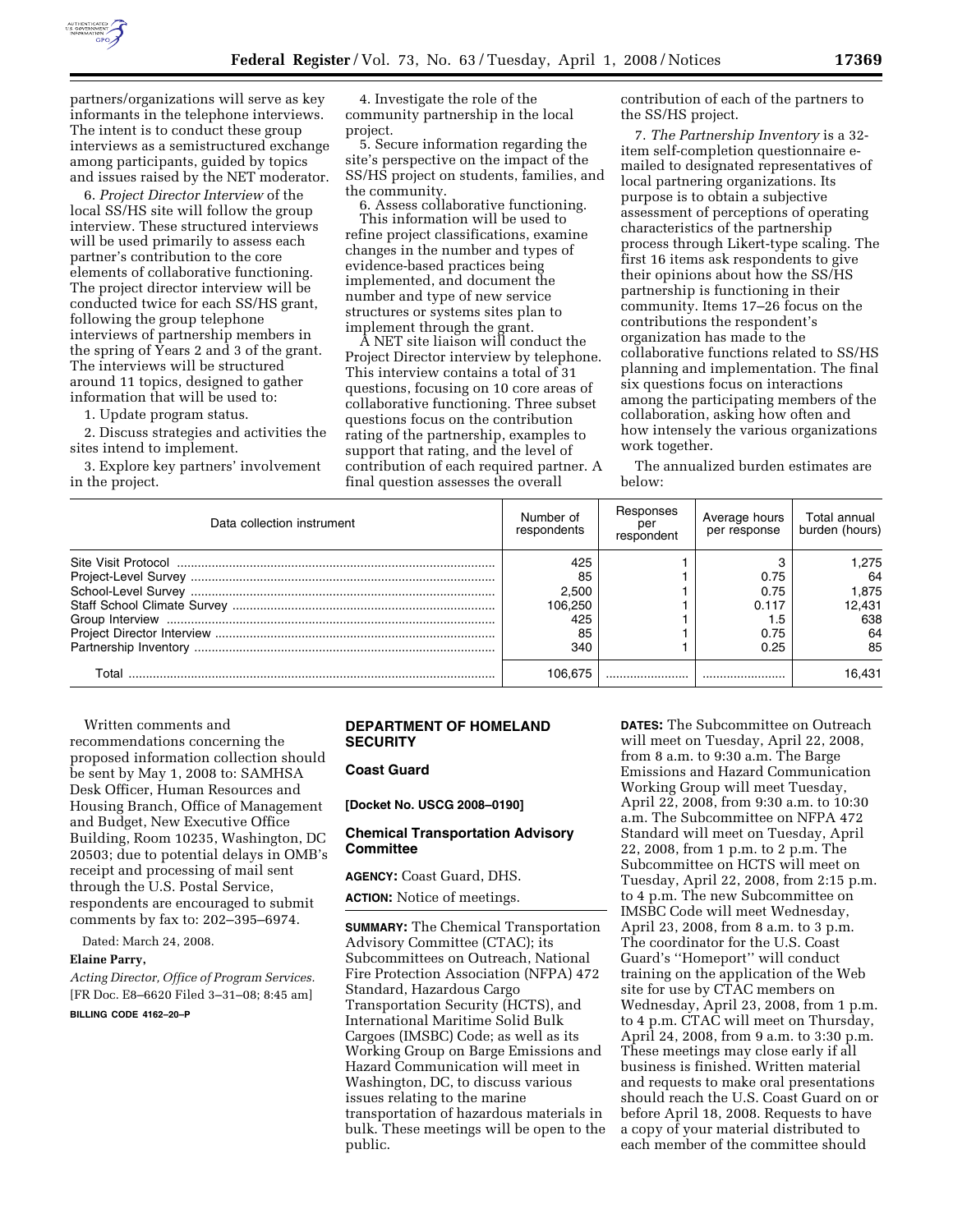partners/organizations will serve as key informants in the telephone interviews. The intent is to conduct these group interviews as a semistructured exchange among participants, guided by topics and issues raised by the NET moderator.

6. *Project Director Interview* of the local SS/HS site will follow the group interview. These structured interviews will be used primarily to assess each partner's contribution to the core elements of collaborative functioning. The project director interview will be conducted twice for each SS/HS grant, following the group telephone interviews of partnership members in the spring of Years 2 and 3 of the grant. The interviews will be structured around 11 topics, designed to gather information that will be used to:

1. Update program status.
2. Discuss strategies and activities the sites intend to implement.
3. Explore key partners' involvement in the project.
4. Investigate the role of the community partnership in the local project.
5. Secure information regarding the site's perspective on the impact of the SS/HS project on students, families, and the community.
6. Assess collaborative functioning.

This information will be used to refine project classifications, examine changes in the number and types of evidence-based practices being implemented, and document the number and type of new service structures or systems sites plan to implement through the grant.

A NET site liaison will conduct the Project Director interview by telephone. This interview contains a total of 31 questions, focusing on 10 core areas of collaborative functioning. Three subset questions focus on the contribution rating of the partnership, examples to support that rating, and the level of contribution of each required partner. A final question assesses the overall contribution of each of the partners to the SS/HS project.

7. *The Partnership Inventory* is a 32-item self-completion questionnaire e-mailed to designated representatives of local partnering organizations. Its purpose is to obtain a subjective assessment of perceptions of operating characteristics of the partnership process through Likert-type scaling. The first 16 items ask respondents to give their opinions about how the SS/HS partnership is functioning in their community. Items 17–26 focus on the contributions the respondent's organization has made to the collaborative functions related to SS/HS planning and implementation. The final six questions focus on interactions among the participating members of the collaboration, asking how often and how intensely the various organizations work together.

The annualized burden estimates are below:

| Data collection instrument | Number of respondents | Responses per respondent | Average hours per response | Total annual burden (hours) |
|---|---|---|---|---|
| Site Visit Protocol | 425 | 1 | 3 | 1,275 |
| Project-Level Survey | 85 | 1 | 0.75 | 64 |
| School-Level Survey | 2,500 | 1 | 0.75 | 1,875 |
| Staff School Climate Survey | 106,250 | 1 | 0.117 | 12,431 |
| Group Interview | 425 | 1 | 1.5 | 638 |
| Project Director Interview | 85 | 1 | 0.75 | 64 |
| Partnership Inventory | 340 | 1 | 0.25 | 85 |
| Total | 106,675 | | | 16,431 |

Written comments and recommendations concerning the proposed information collection should be sent by May 1, 2008 to: SAMHSA Desk Officer, Human Resources and Housing Branch, Office of Management and Budget, New Executive Office Building, Room 10235, Washington, DC 20503; due to potential delays in OMB's receipt and processing of mail sent through the U.S. Postal Service, respondents are encouraged to submit comments by fax to: 202–395–6974.

Dated: March 24, 2008.

**Elaine Parry,**

*Acting Director, Office of Program Services.*

[FR Doc. E8–6620 Filed 3–31–08; 8:45 am]

**BILLING CODE 4162–20–P**

## DEPARTMENT OF HOMELAND SECURITY

### Coast Guard

**[Docket No. USCG 2008–0190]**

### Chemical Transportation Advisory Committee

**AGENCY:** Coast Guard, DHS.

**ACTION:** Notice of meetings.

**SUMMARY:** The Chemical Transportation Advisory Committee (CTAC); its Subcommittees on Outreach, National Fire Protection Association (NFPA) 472 Standard, Hazardous Cargo Transportation Security (HCTS), and International Maritime Solid Bulk Cargoes (IMSBC) Code; as well as its Working Group on Barge Emissions and Hazard Communication will meet in Washington, DC, to discuss various issues relating to the marine transportation of hazardous materials in bulk. These meetings will be open to the public.

**DATES:** The Subcommittee on Outreach will meet on Tuesday, April 22, 2008, from 8 a.m. to 9:30 a.m. The Barge Emissions and Hazard Communication Working Group will meet Tuesday, April 22, 2008, from 9:30 a.m. to 10:30 a.m. The Subcommittee on NFPA 472 Standard will meet on Tuesday, April 22, 2008, from 1 p.m. to 2 p.m. The Subcommittee on HCTS will meet on Tuesday, April 22, 2008, from 2:15 p.m. to 4 p.m. The new Subcommittee on IMSBC Code will meet Wednesday, April 23, 2008, from 8 a.m. to 3 p.m. The coordinator for the U.S. Coast Guard's ''Homeport'' will conduct training on the application of the Web site for use by CTAC members on Wednesday, April 23, 2008, from 1 p.m. to 4 p.m. CTAC will meet on Thursday, April 24, 2008, from 9 a.m. to 3:30 p.m. These meetings may close early if all business is finished. Written material and requests to make oral presentations should reach the U.S. Coast Guard on or before April 18, 2008. Requests to have a copy of your material distributed to each member of the committee should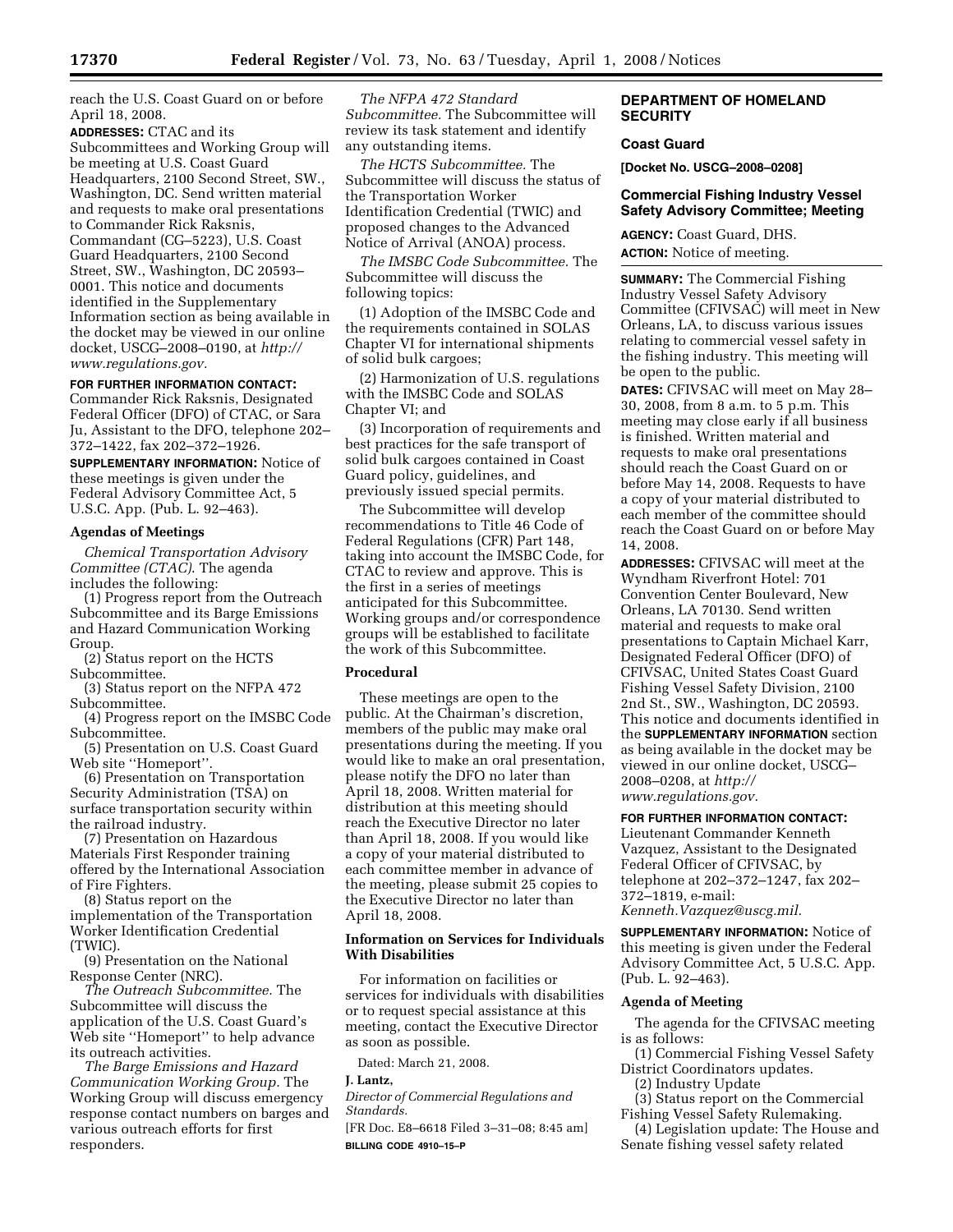reach the U.S. Coast Guard on or before April 18, 2008.

**ADDRESSES:** CTAC and its Subcommittees and Working Group will be meeting at U.S. Coast Guard Headquarters, 2100 Second Street, SW., Washington, DC. Send written material and requests to make oral presentations to Commander Rick Raksnis, Commandant (CG–5223), U.S. Coast Guard Headquarters, 2100 Second Street, SW., Washington, DC 20593–0001. This notice and documents identified in the Supplementary Information section as being available in the docket may be viewed in our online docket, USCG–2008–0190, at *http://www.regulations.gov.*

**FOR FURTHER INFORMATION CONTACT:** Commander Rick Raksnis, Designated Federal Officer (DFO) of CTAC, or Sara Ju, Assistant to the DFO, telephone 202–372–1422, fax 202–372–1926.

**SUPPLEMENTARY INFORMATION:** Notice of these meetings is given under the Federal Advisory Committee Act, 5 U.S.C. App. (Pub. L. 92–463).

### Agendas of Meetings

*Chemical Transportation Advisory Committee (CTAC).* The agenda includes the following:

(1) Progress report from the Outreach Subcommittee and its Barge Emissions and Hazard Communication Working Group.

(2) Status report on the HCTS Subcommittee.

(3) Status report on the NFPA 472 Subcommittee.

(4) Progress report on the IMSBC Code Subcommittee.

(5) Presentation on U.S. Coast Guard Web site ''Homeport''.

(6) Presentation on Transportation Security Administration (TSA) on surface transportation security within the railroad industry.

(7) Presentation on Hazardous Materials First Responder training offered by the International Association of Fire Fighters.

(8) Status report on the implementation of the Transportation Worker Identification Credential (TWIC).

(9) Presentation on the National Response Center (NRC).

*The Outreach Subcommittee.* The Subcommittee will discuss the application of the U.S. Coast Guard's Web site ''Homeport'' to help advance its outreach activities.

*The Barge Emissions and Hazard Communication Working Group.* The Working Group will discuss emergency response contact numbers on barges and various outreach efforts for first responders.

*The NFPA 472 Standard Subcommittee.* The Subcommittee will review its task statement and identify any outstanding items.

*The HCTS Subcommittee.* The Subcommittee will discuss the status of the Transportation Worker Identification Credential (TWIC) and proposed changes to the Advanced Notice of Arrival (ANOA) process.

*The IMSBC Code Subcommittee.* The Subcommittee will discuss the following topics:

(1) Adoption of the IMSBC Code and the requirements contained in SOLAS Chapter VI for international shipments of solid bulk cargoes;

(2) Harmonization of U.S. regulations with the IMSBC Code and SOLAS Chapter VI; and

(3) Incorporation of requirements and best practices for the safe transport of solid bulk cargoes contained in Coast Guard policy, guidelines, and previously issued special permits.

The Subcommittee will develop recommendations to Title 46 Code of Federal Regulations (CFR) Part 148, taking into account the IMSBC Code, for CTAC to review and approve. This is the first in a series of meetings anticipated for this Subcommittee. Working groups and/or correspondence groups will be established to facilitate the work of this Subcommittee.

### Procedural

These meetings are open to the public. At the Chairman's discretion, members of the public may make oral presentations during the meeting. If you would like to make an oral presentation, please notify the DFO no later than April 18, 2008. Written material for distribution at this meeting should reach the Executive Director no later than April 18, 2008. If you would like a copy of your material distributed to each committee member in advance of the meeting, please submit 25 copies to the Executive Director no later than April 18, 2008.

### Information on Services for Individuals With Disabilities

For information on facilities or services for individuals with disabilities or to request special assistance at this meeting, contact the Executive Director as soon as possible.

Dated: March 21, 2008.

**J. Lantz,**

*Director of Commercial Regulations and Standards.*

[FR Doc. E8–6618 Filed 3–31–08; 8:45 am]

**BILLING CODE 4910–15–P**

## DEPARTMENT OF HOMELAND SECURITY

### Coast Guard

**[Docket No. USCG–2008–0208]**

### Commercial Fishing Industry Vessel Safety Advisory Committee; Meeting

**AGENCY:** Coast Guard, DHS.

**ACTION:** Notice of meeting.

**SUMMARY:** The Commercial Fishing Industry Vessel Safety Advisory Committee (CFIVSAC) will meet in New Orleans, LA, to discuss various issues relating to commercial vessel safety in the fishing industry. This meeting will be open to the public.

**DATES:** CFIVSAC will meet on May 28–30, 2008, from 8 a.m. to 5 p.m. This meeting may close early if all business is finished. Written material and requests to make oral presentations should reach the Coast Guard on or before May 14, 2008. Requests to have a copy of your material distributed to each member of the committee should reach the Coast Guard on or before May 14, 2008.

**ADDRESSES:** CFIVSAC will meet at the Wyndham Riverfront Hotel: 701 Convention Center Boulevard, New Orleans, LA 70130. Send written material and requests to make oral presentations to Captain Michael Karr, Designated Federal Officer (DFO) of CFIVSAC, United States Coast Guard Fishing Vessel Safety Division, 2100 2nd St., SW., Washington, DC 20593. This notice and documents identified in the **SUPPLEMENTARY INFORMATION** section as being available in the docket may be viewed in our online docket, USCG–2008–0208, at *http://www.regulations.gov.*

**FOR FURTHER INFORMATION CONTACT:** Lieutenant Commander Kenneth Vazquez, Assistant to the Designated Federal Officer of CFIVSAC, by telephone at 202–372–1247, fax 202–372–1819, e-mail: *Kenneth.Vazquez@uscg.mil.*

**SUPPLEMENTARY INFORMATION:** Notice of this meeting is given under the Federal Advisory Committee Act, 5 U.S.C. App. (Pub. L. 92–463).

### Agenda of Meeting

The agenda for the CFIVSAC meeting is as follows:

(1) Commercial Fishing Vessel Safety District Coordinators updates.

(2) Industry Update

(3) Status report on the Commercial Fishing Vessel Safety Rulemaking.

(4) Legislation update: The House and Senate fishing vessel safety related